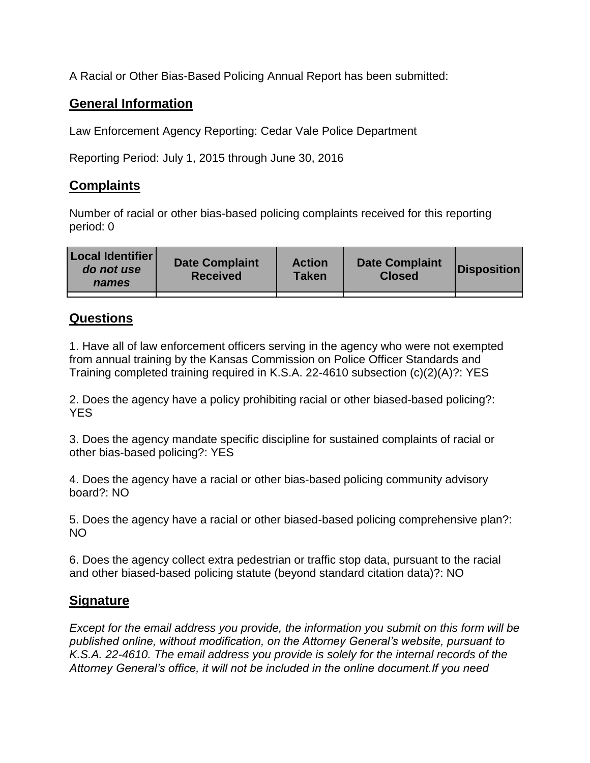A Racial or Other Bias-Based Policing Annual Report has been submitted:

## General Information

Law Enforcement Agency Reporting: Cedar Vale Police Department

Reporting Period: July 1, 2015 through June 30, 2016

## Complaints

Number of racial or other bias-based policing complaints received for this reporting period: 0

| Local Identifier *do not use names* | Date Complaint Received | Action Taken | Date Complaint Closed | Disposition |
|---|---|---|---|---|
| | | | | |

## Questions

1. Have all of law enforcement officers serving in the agency who were not exempted from annual training by the Kansas Commission on Police Officer Standards and Training completed training required in K.S.A. 22-4610 subsection (c)(2)(A)?: YES

2. Does the agency have a policy prohibiting racial or other biased-based policing?: YES

3. Does the agency mandate specific discipline for sustained complaints of racial or other bias-based policing?: YES

4. Does the agency have a racial or other bias-based policing community advisory board?: NO

5. Does the agency have a racial or other biased-based policing comprehensive plan?: NO

6. Does the agency collect extra pedestrian or traffic stop data, pursuant to the racial and other biased-based policing statute (beyond standard citation data)?: NO

## Signature

*Except for the email address you provide, the information you submit on this form will be published online, without modification, on the Attorney General's website, pursuant to K.S.A. 22-4610. The email address you provide is solely for the internal records of the Attorney General's office, it will not be included in the online document.If you need*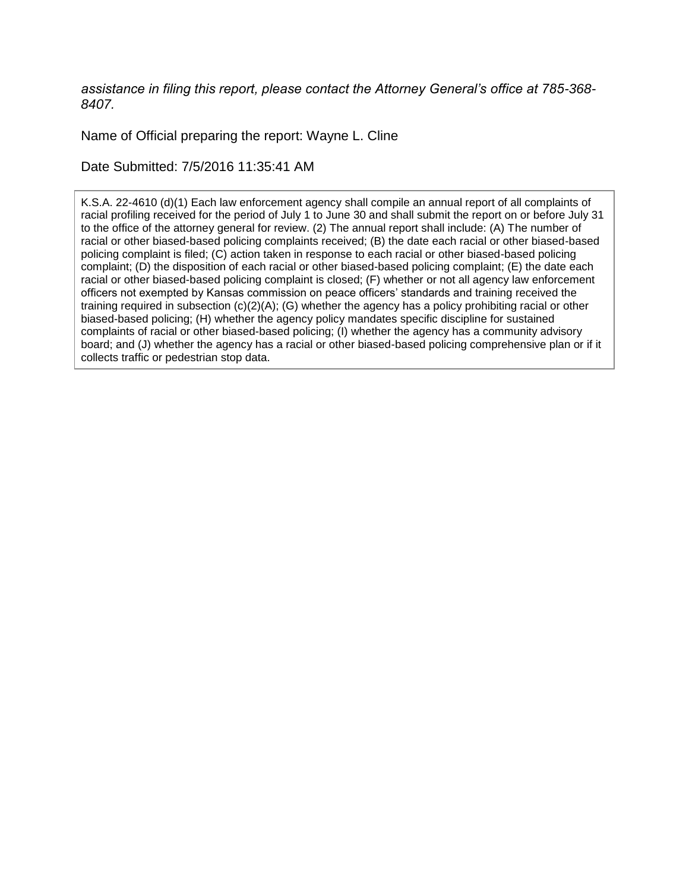*assistance in filing this report, please contact the Attorney General's office at 785-368-8407.*

Name of Official preparing the report: Wayne L. Cline

Date Submitted: 7/5/2016 11:35:41 AM

K.S.A. 22-4610 (d)(1) Each law enforcement agency shall compile an annual report of all complaints of racial profiling received for the period of July 1 to June 30 and shall submit the report on or before July 31 to the office of the attorney general for review. (2) The annual report shall include: (A) The number of racial or other biased-based policing complaints received; (B) the date each racial or other biased-based policing complaint is filed; (C) action taken in response to each racial or other biased-based policing complaint; (D) the disposition of each racial or other biased-based policing complaint; (E) the date each racial or other biased-based policing complaint is closed; (F) whether or not all agency law enforcement officers not exempted by Kansas commission on peace officers' standards and training received the training required in subsection (c)(2)(A); (G) whether the agency has a policy prohibiting racial or other biased-based policing; (H) whether the agency policy mandates specific discipline for sustained complaints of racial or other biased-based policing; (I) whether the agency has a community advisory board; and (J) whether the agency has a racial or other biased-based policing comprehensive plan or if it collects traffic or pedestrian stop data.